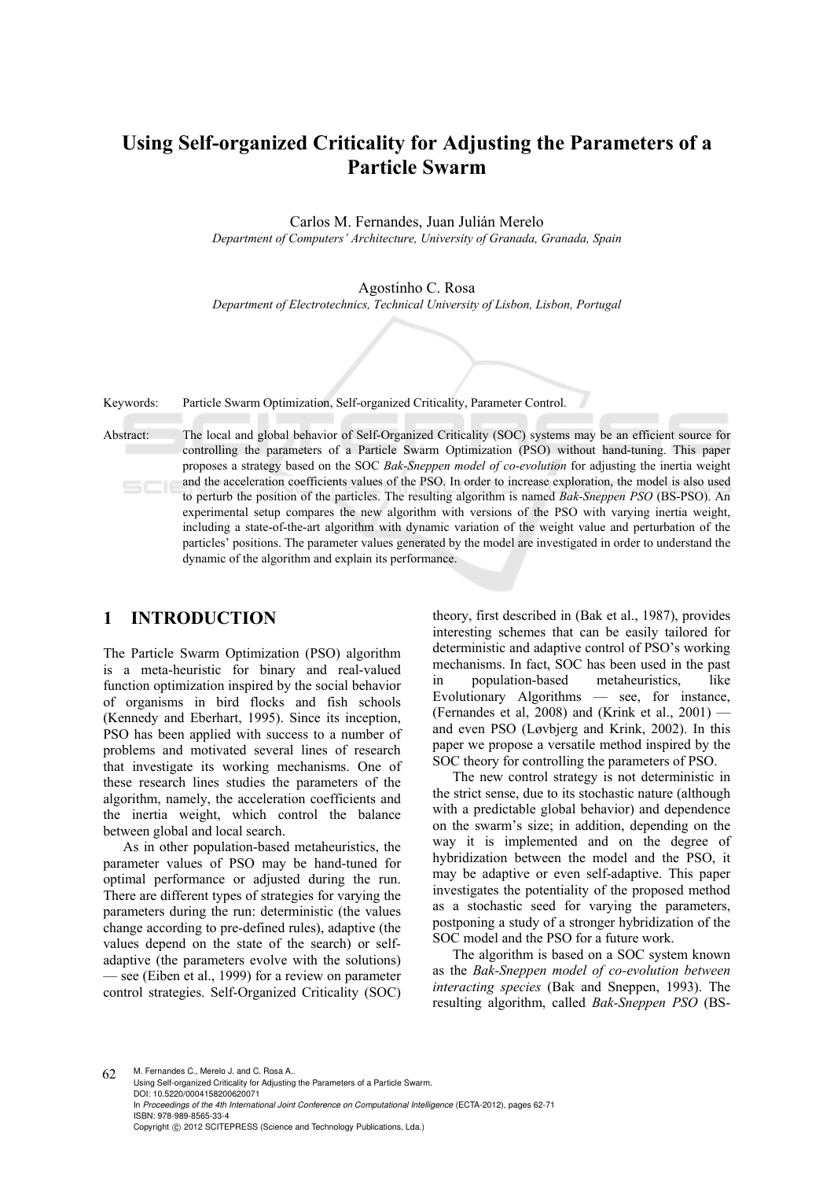# Using Self-organized Criticality for Adjusting the Parameters of a Particle Swarm

Carlos M. Fernandes, Juan Julián Merelo

*Department of Computers' Architecture, University of Granada, Granada, Spain*

Agostinho C. Rosa

*Department of Electrotechnics, Technical University of Lisbon, Lisbon, Portugal*

Keywords: Particle Swarm Optimization, Self-organized Criticality, Parameter Control.

Abstract: The local and global behavior of Self-Organized Criticality (SOC) systems may be an efficient source for controlling the parameters of a Particle Swarm Optimization (PSO) without hand-tuning. This paper proposes a strategy based on the SOC *Bak-Sneppen model of co-evolution* for adjusting the inertia weight and the acceleration coefficients values of the PSO. In order to increase exploration, the model is also used to perturb the position of the particles. The resulting algorithm is named *Bak-Sneppen PSO* (BS-PSO). An experimental setup compares the new algorithm with versions of the PSO with varying inertia weight, including a state-of-the-art algorithm with dynamic variation of the weight value and perturbation of the particles' positions. The parameter values generated by the model are investigated in order to understand the dynamic of the algorithm and explain its performance.

## 1 INTRODUCTION

The Particle Swarm Optimization (PSO) algorithm is a meta-heuristic for binary and real-valued function optimization inspired by the social behavior of organisms in bird flocks and fish schools (Kennedy and Eberhart, 1995). Since its inception, PSO has been applied with success to a number of problems and motivated several lines of research that investigate its working mechanisms. One of these research lines studies the parameters of the algorithm, namely, the acceleration coefficients and the inertia weight, which control the balance between global and local search.

As in other population-based metaheuristics, the parameter values of PSO may be hand-tuned for optimal performance or adjusted during the run. There are different types of strategies for varying the parameters during the run: deterministic (the values change according to pre-defined rules), adaptive (the values depend on the state of the search) or self-adaptive (the parameters evolve with the solutions) — see (Eiben et al., 1999) for a review on parameter control strategies. Self-Organized Criticality (SOC) theory, first described in (Bak et al., 1987), provides interesting schemes that can be easily tailored for deterministic and adaptive control of PSO's working mechanisms. In fact, SOC has been used in the past in population-based metaheuristics, like Evolutionary Algorithms — see, for instance, (Fernandes et al, 2008) and (Krink et al., 2001) — and even PSO (Løvbjerg and Krink, 2002). In this paper we propose a versatile method inspired by the SOC theory for controlling the parameters of PSO.

The new control strategy is not deterministic in the strict sense, due to its stochastic nature (although with a predictable global behavior) and dependence on the swarm's size; in addition, depending on the way it is implemented and on the degree of hybridization between the model and the PSO, it may be adaptive or even self-adaptive. This paper investigates the potentiality of the proposed method as a stochastic seed for varying the parameters, postponing a study of a stronger hybridization of the SOC model and the PSO for a future work.

The algorithm is based on a SOC system known as the *Bak-Sneppen model of co-evolution between interacting species* (Bak and Sneppen, 1993). The resulting algorithm, called *Bak-Sneppen PSO* (BS-

M. Fernandes C., Merelo J. and C. Rosa A..
Using Self-organized Criticality for Adjusting the Parameters of a Particle Swarm.
DOI: 10.5220/0004158200620071
In *Proceedings of the 4th International Joint Conference on Computational Intelligence* (ECTA-2012), pages 62-71
ISBN: 978-989-8565-33-4
Copyright © 2012 SCITEPRESS (Science and Technology Publications, Lda.)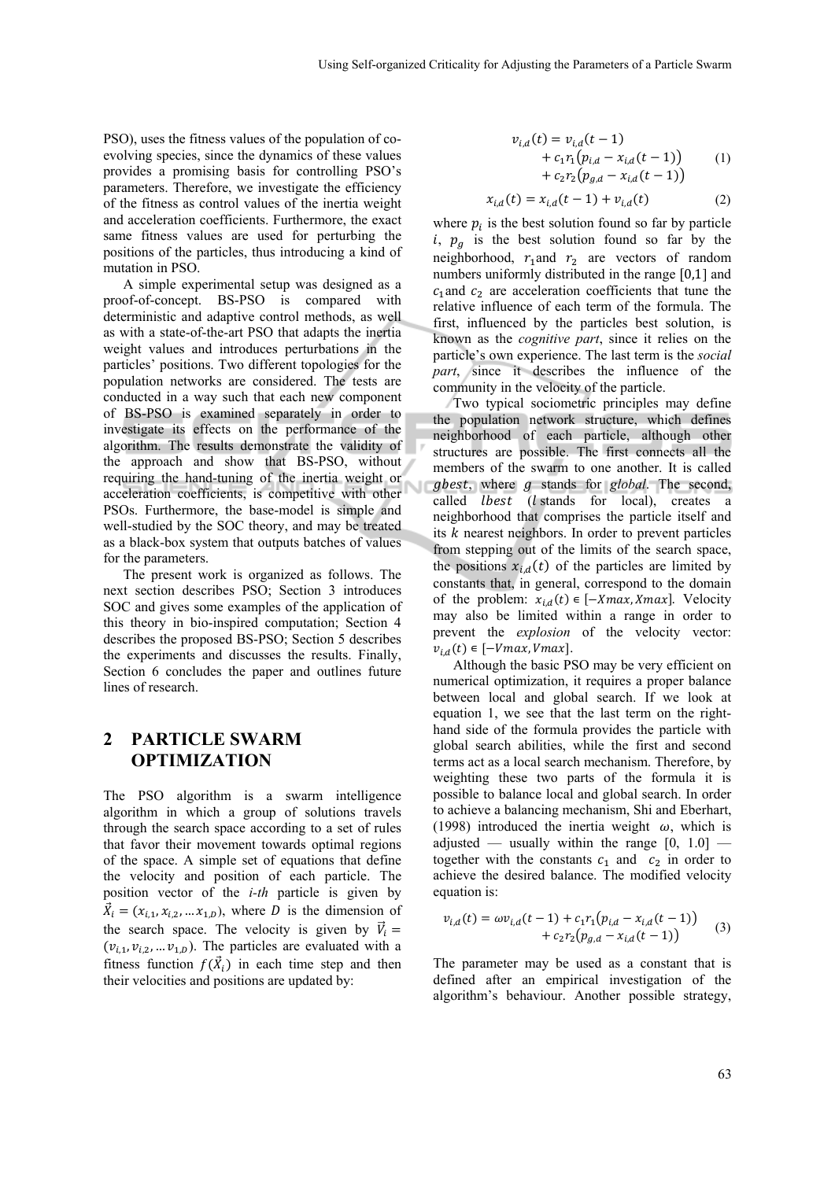PSO), uses the fitness values of the population of co-evolving species, since the dynamics of these values provides a promising basis for controlling PSO's parameters. Therefore, we investigate the efficiency of the fitness as control values of the inertia weight and acceleration coefficients. Furthermore, the exact same fitness values are used for perturbing the positions of the particles, thus introducing a kind of mutation in PSO.

A simple experimental setup was designed as a proof-of-concept. BS-PSO is compared with deterministic and adaptive control methods, as well as with a state-of-the-art PSO that adapts the inertia weight values and introduces perturbations in the particles' positions. Two different topologies for the population networks are considered. The tests are conducted in a way such that each new component of BS-PSO is examined separately in order to investigate its effects on the performance of the algorithm. The results demonstrate the validity of the approach and show that BS-PSO, without requiring the hand-tuning of the inertia weight or acceleration coefficients, is competitive with other PSOs. Furthermore, the base-model is simple and well-studied by the SOC theory, and may be treated as a black-box system that outputs batches of values for the parameters.

The present work is organized as follows. The next section describes PSO; Section 3 introduces SOC and gives some examples of the application of this theory in bio-inspired computation; Section 4 describes the proposed BS-PSO; Section 5 describes the experiments and discusses the results. Finally, Section 6 concludes the paper and outlines future lines of research.

## 2 PARTICLE SWARM OPTIMIZATION

The PSO algorithm is a swarm intelligence algorithm in which a group of solutions travels through the search space according to a set of rules that favor their movement towards optimal regions of the space. A simple set of equations that define the velocity and position of each particle. The position vector of the *i-th* particle is given by $\vec{X}_i = (x_{i,1}, x_{i,2}, \dots x_{1,D})$, where $D$ is the dimension of the search space. The velocity is given by $\vec{V}_i = (v_{i,1}, v_{i,2}, \dots v_{1,D})$. The particles are evaluated with a fitness function $f(\vec{X}_i)$ in each time step and then their velocities and positions are updated by:

$$v_{i,d}(t) = v_{i,d}(t-1) + c_1 r_1 \big(p_{i,d} - x_{i,d}(t-1)\big) + c_2 r_2 \big(p_{g,d} - x_{i,d}(t-1)\big) \quad (1)$$

$$x_{i,d}(t) = x_{i,d}(t-1) + v_{i,d}(t) \quad (2)$$

where $p_i$ is the best solution found so far by particle $i$, $p_g$ is the best solution found so far by the neighborhood, $r_1$ and $r_2$ are vectors of random numbers uniformly distributed in the range $[0,1]$ and $c_1$ and $c_2$ are acceleration coefficients that tune the relative influence of each term of the formula. The first, influenced by the particles best solution, is known as the *cognitive part*, since it relies on the particle's own experience. The last term is the *social part*, since it describes the influence of the community in the velocity of the particle.

Two typical sociometric principles may define the population network structure, which defines neighborhood of each particle, although other structures are possible. The first connects all the members of the swarm to one another. It is called $gbest$, where $g$ stands for *global*. The second, called $lbest$ ($l$ stands for local), creates a neighborhood that comprises the particle itself and its $k$ nearest neighbors. In order to prevent particles from stepping out of the limits of the search space, the positions $x_{i,d}(t)$ of the particles are limited by constants that, in general, correspond to the domain of the problem: $x_{i,d}(t) \in [-Xmax, Xmax]$. Velocity may also be limited within a range in order to prevent the *explosion* of the velocity vector: $v_{i,d}(t) \in [-Vmax, Vmax]$.

Although the basic PSO may be very efficient on numerical optimization, it requires a proper balance between local and global search. If we look at equation 1, we see that the last term on the right-hand side of the formula provides the particle with global search abilities, while the first and second terms act as a local search mechanism. Therefore, by weighting these two parts of the formula it is possible to balance local and global search. In order to achieve a balancing mechanism, Shi and Eberhart, (1998) introduced the inertia weight $\omega$, which is adjusted — usually within the range [0, 1.0] — together with the constants $c_1$ and $c_2$ in order to achieve the desired balance. The modified velocity equation is:

$$v_{i,d}(t) = \omega v_{i,d}(t-1) + c_1 r_1 \big(p_{i,d} - x_{i,d}(t-1)\big) + c_2 r_2 \big(p_{g,d} - x_{i,d}(t-1)\big) \quad (3)$$

The parameter may be used as a constant that is defined after an empirical investigation of the algorithm's behaviour. Another possible strategy,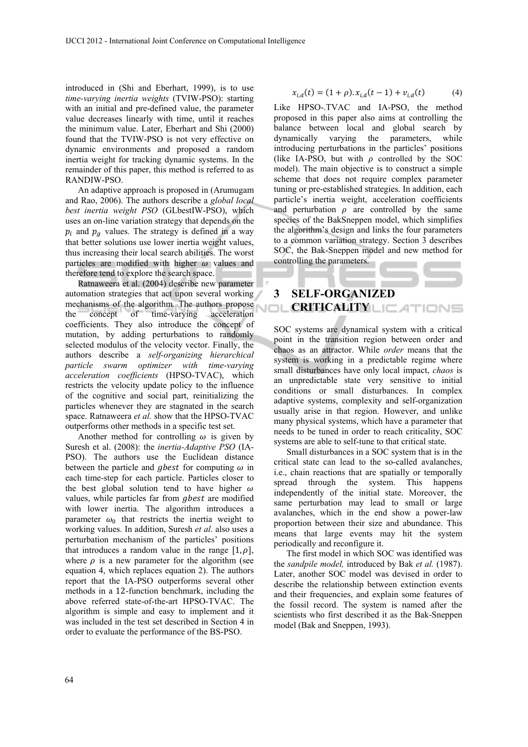introduced in (Shi and Eberhart, 1999), is to use *time-varying inertia weights* (TVIW-PSO): starting with an initial and pre-defined value, the parameter value decreases linearly with time, until it reaches the minimum value. Later, Eberhart and Shi (2000) found that the TVIW-PSO is not very effective on dynamic environments and proposed a random inertia weight for tracking dynamic systems. In the remainder of this paper, this method is referred to as RANDIW-PSO.

An adaptive approach is proposed in (Arumugam and Rao, 2006). The authors describe a *global local best inertia weight PSO* (GLbestIW-PSO), which uses an on-line variation strategy that depends on the $p_i$ and $p_g$ values. The strategy is defined in a way that better solutions use lower inertia weight values, thus increasing their local search abilities. The worst particles are modified with higher $\omega$ values and therefore tend to explore the search space.

Ratnaweera et al. (2004) describe new parameter automation strategies that act upon several working mechanisms of the algorithm. The authors propose the concept of time-varying acceleration coefficients. They also introduce the concept of mutation, by adding perturbations to randomly selected modulus of the velocity vector. Finally, the authors describe a *self-organizing hierarchical particle swarm optimizer with time-varying acceleration coefficients* (HPSO-TVAC), which restricts the velocity update policy to the influence of the cognitive and social part, reinitializing the particles whenever they are stagnated in the search space. Ratnaweera *et al.* show that the HPSO-TVAC outperforms other methods in a specific test set.

Another method for controlling $\omega$ is given by Suresh et al. (2008): the *inertia-Adaptive PSO* (IA-PSO). The authors use the Euclidean distance between the particle and $gbest$ for computing $\omega$ in each time-step for each particle. Particles closer to the best global solution tend to have higher $\omega$ values, while particles far from $gbest$ are modified with lower inertia. The algorithm introduces a parameter $\omega_0$ that restricts the inertia weight to working values. In addition, Suresh *et al.* also uses a perturbation mechanism of the particles' positions that introduces a random value in the range $[1, \rho]$, where $\rho$ is a new parameter for the algorithm (see equation 4, which replaces equation 2). The authors report that the IA-PSO outperforms several other methods in a 12-function benchmark, including the above referred state-of-the-art HPSO-TVAC. The algorithm is simple and easy to implement and it was included in the test set described in Section 4 in order to evaluate the performance of the BS-PSO.

$$x_{i,d}(t) = (1+\rho).x_{i,d}(t-1) + v_{i,d}(t) \tag{4}$$

Like HPSO-.TVAC and IA-PSO, the method proposed in this paper also aims at controlling the balance between local and global search by dynamically varying the parameters, while introducing perturbations in the particles' positions (like IA-PSO, but with $\rho$ controlled by the SOC model). The main objective is to construct a simple scheme that does not require complex parameter tuning or pre-established strategies. In addition, each particle's inertia weight, acceleration coefficients and perturbation $\rho$ are controlled by the same species of the BakSneppen model, which simplifies the algorithm's design and links the four parameters to a common variation strategy. Section 3 describes SOC, the Bak-Sneppen model and new method for controlling the parameters.

## 3 SELF-ORGANIZED CRITICALITY

SOC systems are dynamical system with a critical point in the transition region between order and chaos as an attractor. While *order* means that the system is working in a predictable regime where small disturbances have only local impact, *chaos* is an unpredictable state very sensitive to initial conditions or small disturbances. In complex adaptive systems, complexity and self-organization usually arise in that region. However, and unlike many physical systems, which have a parameter that needs to be tuned in order to reach criticality, SOC systems are able to self-tune to that critical state.

Small disturbances in a SOC system that is in the critical state can lead to the so-called avalanches, i.e., chain reactions that are spatially or temporally spread through the system. This happens independently of the initial state. Moreover, the same perturbation may lead to small or large avalanches, which in the end show a power-law proportion between their size and abundance. This means that large events may hit the system periodically and reconfigure it.

The first model in which SOC was identified was the *sandpile model,* introduced by Bak *et al.* (1987). Later, another SOC model was devised in order to describe the relationship between extinction events and their frequencies, and explain some features of the fossil record. The system is named after the scientists who first described it as the Bak-Sneppen model (Bak and Sneppen, 1993).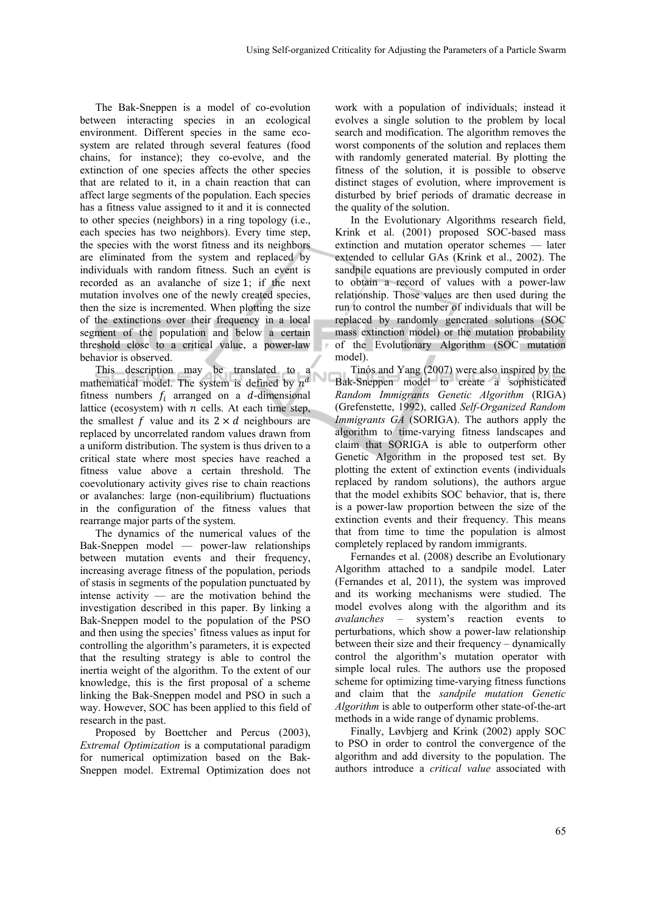The Bak-Sneppen is a model of co-evolution between interacting species in an ecological environment. Different species in the same eco-system are related through several features (food chains, for instance); they co-evolve, and the extinction of one species affects the other species that are related to it, in a chain reaction that can affect large segments of the population. Each species has a fitness value assigned to it and it is connected to other species (neighbors) in a ring topology (i.e., each species has two neighbors). Every time step, the species with the worst fitness and its neighbors are eliminated from the system and replaced by individuals with random fitness. Such an event is recorded as an avalanche of size 1; if the next mutation involves one of the newly created species, then the size is incremented. When plotting the size of the extinctions over their frequency in a local segment of the population and below a certain threshold close to a critical value, a power-law behavior is observed.

This description may be translated to a mathematical model. The system is defined by $n^d$ fitness numbers $f_i$ arranged on a $d$-dimensional lattice (ecosystem) with $n$ cells. At each time step, the smallest $f$ value and its $2 \times d$ neighbours are replaced by uncorrelated random values drawn from a uniform distribution. The system is thus driven to a critical state where most species have reached a fitness value above a certain threshold. The coevolutionary activity gives rise to chain reactions or avalanches: large (non-equilibrium) fluctuations in the configuration of the fitness values that rearrange major parts of the system.

The dynamics of the numerical values of the Bak-Sneppen model — power-law relationships between mutation events and their frequency, increasing average fitness of the population, periods of stasis in segments of the population punctuated by intense activity — are the motivation behind the investigation described in this paper. By linking a Bak-Sneppen model to the population of the PSO and then using the species' fitness values as input for controlling the algorithm's parameters, it is expected that the resulting strategy is able to control the inertia weight of the algorithm. To the extent of our knowledge, this is the first proposal of a scheme linking the Bak-Sneppen model and PSO in such a way. However, SOC has been applied to this field of research in the past.

Proposed by Boettcher and Percus (2003), *Extremal Optimization* is a computational paradigm for numerical optimization based on the Bak-Sneppen model. Extremal Optimization does not work with a population of individuals; instead it evolves a single solution to the problem by local search and modification. The algorithm removes the worst components of the solution and replaces them with randomly generated material. By plotting the fitness of the solution, it is possible to observe distinct stages of evolution, where improvement is disturbed by brief periods of dramatic decrease in the quality of the solution.

In the Evolutionary Algorithms research field, Krink et al. (2001) proposed SOC-based mass extinction and mutation operator schemes — later extended to cellular GAs (Krink et al., 2002). The sandpile equations are previously computed in order to obtain a record of values with a power-law relationship. Those values are then used during the run to control the number of individuals that will be replaced by randomly generated solutions (SOC mass extinction model) or the mutation probability of the Evolutionary Algorithm (SOC mutation model).

Tinós and Yang (2007) were also inspired by the Bak-Sneppen model to create a sophisticated *Random Immigrants Genetic Algorithm* (RIGA) (Grefenstette, 1992), called *Self-Organized Random Immigrants GA* (SORIGA). The authors apply the algorithm to time-varying fitness landscapes and claim that SORIGA is able to outperform other Genetic Algorithm in the proposed test set. By plotting the extent of extinction events (individuals replaced by random solutions), the authors argue that the model exhibits SOC behavior, that is, there is a power-law proportion between the size of the extinction events and their frequency. This means that from time to time the population is almost completely replaced by random immigrants.

Fernandes et al. (2008) describe an Evolutionary Algorithm attached to a sandpile model. Later (Fernandes et al, 2011), the system was improved and its working mechanisms were studied. The model evolves along with the algorithm and its *avalanches* – system's reaction events to perturbations, which show a power-law relationship between their size and their frequency – dynamically control the algorithm's mutation operator with simple local rules. The authors use the proposed scheme for optimizing time-varying fitness functions and claim that the *sandpile mutation Genetic Algorithm* is able to outperform other state-of-the-art methods in a wide range of dynamic problems.

Finally, Løvbjerg and Krink (2002) apply SOC to PSO in order to control the convergence of the algorithm and add diversity to the population. The authors introduce a *critical value* associated with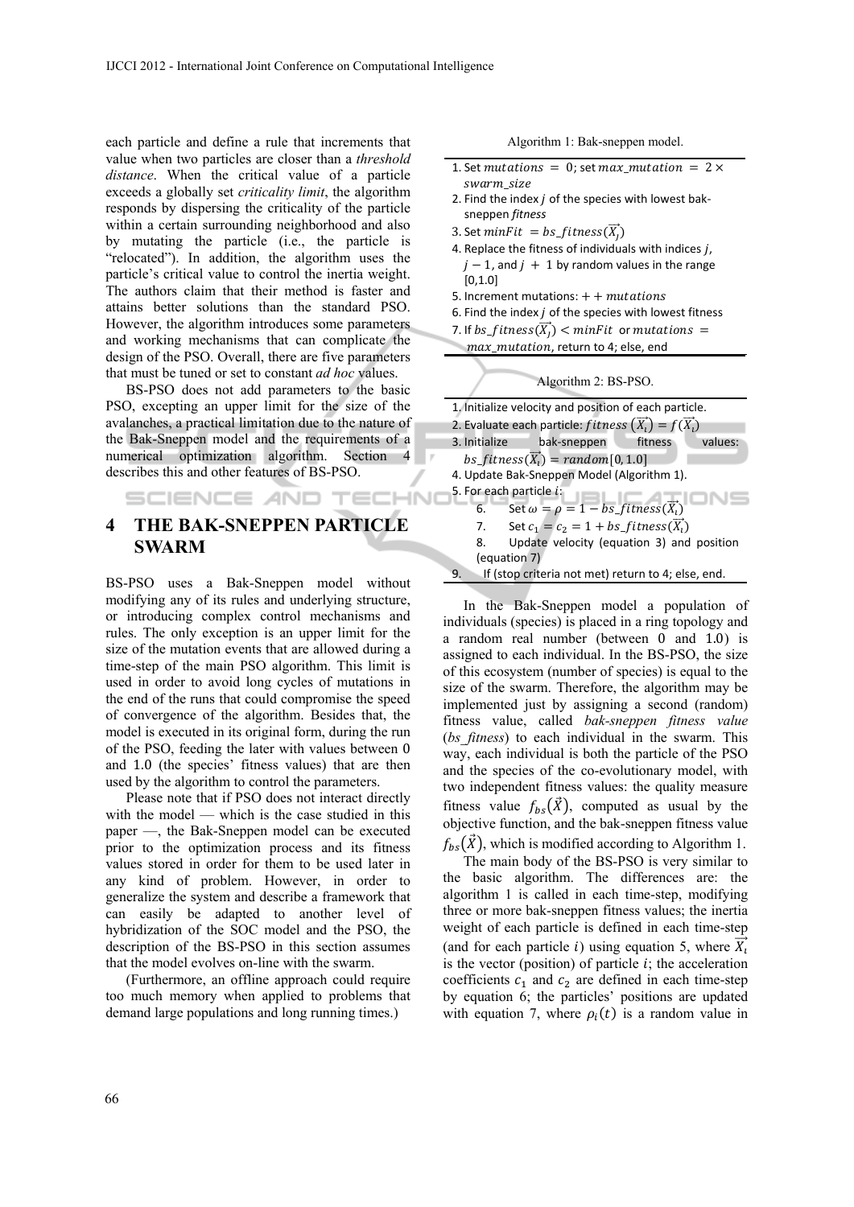each particle and define a rule that increments that value when two particles are closer than a *threshold distance*. When the critical value of a particle exceeds a globally set *criticality limit*, the algorithm responds by dispersing the criticality of the particle within a certain surrounding neighborhood and also by mutating the particle (i.e., the particle is "relocated"). In addition, the algorithm uses the particle's critical value to control the inertia weight. The authors claim that their method is faster and attains better solutions than the standard PSO. However, the algorithm introduces some parameters and working mechanisms that can complicate the design of the PSO. Overall, there are five parameters that must be tuned or set to constant *ad hoc* values.

BS-PSO does not add parameters to the basic PSO, excepting an upper limit for the size of the avalanches, a practical limitation due to the nature of the Bak-Sneppen model and the requirements of a numerical optimization algorithm. Section 4 describes this and other features of BS-PSO.

## 4 THE BAK-SNEPPEN PARTICLE SWARM

BS-PSO uses a Bak-Sneppen model without modifying any of its rules and underlying structure, or introducing complex control mechanisms and rules. The only exception is an upper limit for the size of the mutation events that are allowed during a time-step of the main PSO algorithm. This limit is used in order to avoid long cycles of mutations in the end of the runs that could compromise the speed of convergence of the algorithm. Besides that, the model is executed in its original form, during the run of the PSO, feeding the later with values between 0 and 1.0 (the species' fitness values) that are then used by the algorithm to control the parameters.

Please note that if PSO does not interact directly with the model — which is the case studied in this paper —, the Bak-Sneppen model can be executed prior to the optimization process and its fitness values stored in order for them to be used later in any kind of problem. However, in order to generalize the system and describe a framework that can easily be adapted to another level of hybridization of the SOC model and the PSO, the description of the BS-PSO in this section assumes that the model evolves on-line with the swarm.

(Furthermore, an offline approach could require too much memory when applied to problems that demand large populations and long running times.)

Algorithm 1: Bak-sneppen model.

1. Set $mutations = 0$; set $max\_mutation = 2 \times swarm\_size$
2. Find the index $j$ of the species with lowest bak-sneppen *fitness*
3. Set $minFit = bs\_fitness(\vec{X_j})$
4. Replace the fitness of individuals with indices $j$, $j-1$, and $j+1$ by random values in the range [0,1.0]
5. Increment mutations: $++mutations$
6. Find the index $j$ of the species with lowest fitness
7. If $bs\_fitness(\vec{X_j}) < minFit$ or $mutations = max\_mutation$, return to 4; else, end

Algorithm 2: BS-PSO.

1. Initialize velocity and position of each particle.
2. Evaluate each particle: $fitness(\vec{X_i}) = f(\vec{X_i})$
3. Initialize bak-sneppen fitness values: $bs\_fitness(\vec{X_i}) = random[0, 1.0]$
4. Update Bak-Sneppen Model (Algorithm 1).
5. For each particle $i$:
   6. Set $\omega = \rho = 1 - bs\_fitness(\vec{X_i})$
   7. Set $c_1 = c_2 = 1 + bs\_fitness(\vec{X_i})$
   8. Update velocity (equation 3) and position (equation 7)
9. If (stop criteria not met) return to 4; else, end.

In the Bak-Sneppen model a population of individuals (species) is placed in a ring topology and a random real number (between 0 and 1.0) is assigned to each individual. In the BS-PSO, the size of this ecosystem (number of species) is equal to the size of the swarm. Therefore, the algorithm may be implemented just by assigning a second (random) fitness value, called *bak-sneppen fitness value* (*bs_fitness*) to each individual in the swarm. This way, each individual is both the particle of the PSO and the species of the co-evolutionary model, with two independent fitness values: the quality measure fitness value $f_{bs}(\vec{X})$, computed as usual by the objective function, and the bak-sneppen fitness value $f_{bs}(\vec{X})$, which is modified according to Algorithm 1.

The main body of the BS-PSO is very similar to the basic algorithm. The differences are: the algorithm 1 is called in each time-step, modifying three or more bak-sneppen fitness values; the inertia weight of each particle is defined in each time-step (and for each particle $i$) using equation 5, where $\vec{X_i}$ is the vector (position) of particle $i$; the acceleration coefficients $c_1$ and $c_2$ are defined in each time-step by equation 6; the particles' positions are updated with equation 7, where $\rho_i(t)$ is a random value in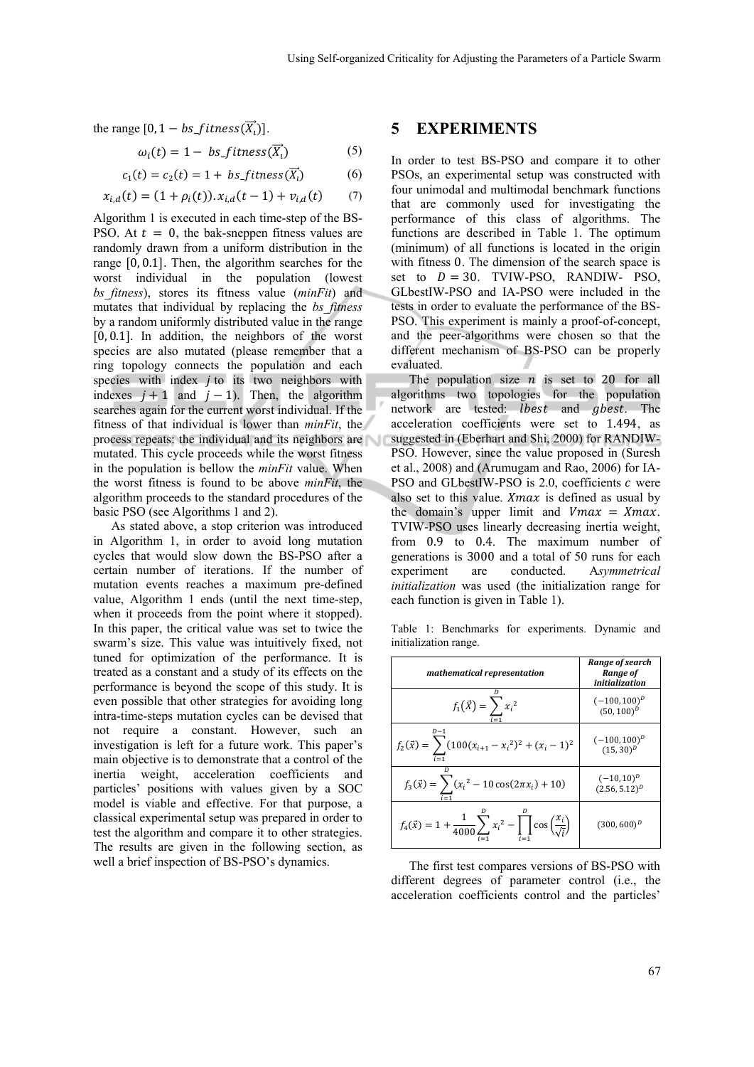the range $[0, 1 - bs\_fitness(\vec{X_i})]$.

$$\omega_i(t) = 1 - bs\_fitness(\vec{X_i}) \quad (5)$$

$$c_1(t) = c_2(t) = 1 + bs\_fitness(\vec{X_i}) \quad (6)$$

$$x_{i,d}(t) = (1 + \rho_i(t)).x_{i,d}(t-1) + v_{i,d}(t) \quad (7)$$

Algorithm 1 is executed in each time-step of the BS-PSO. At $t = 0$, the bak-sneppen fitness values are randomly drawn from a uniform distribution in the range $[0, 0.1]$. Then, the algorithm searches for the worst individual in the population (lowest *bs_fitness*), stores its fitness value (*minFit*) and mutates that individual by replacing the *bs_fitness* by a random uniformly distributed value in the range $[0, 0.1]$. In addition, the neighbors of the worst species are also mutated (please remember that a ring topology connects the population and each species with index $j$ to its two neighbors with indexes $j+1$ and $j-1$). Then, the algorithm searches again for the current worst individual. If the fitness of that individual is lower than *minFit*, the process repeats: the individual and its neighbors are mutated. This cycle proceeds while the worst fitness in the population is bellow the *minFit* value. When the worst fitness is found to be above *minFit*, the algorithm proceeds to the standard procedures of the basic PSO (see Algorithms 1 and 2).

As stated above, a stop criterion was introduced in Algorithm 1, in order to avoid long mutation cycles that would slow down the BS-PSO after a certain number of iterations. If the number of mutation events reaches a maximum pre-defined value, Algorithm 1 ends (until the next time-step, when it proceeds from the point where it stopped). In this paper, the critical value was set to twice the swarm's size. This value was intuitively fixed, not tuned for optimization of the performance. It is treated as a constant and a study of its effects on the performance is beyond the scope of this study. It is even possible that other strategies for avoiding long intra-time-steps mutation cycles can be devised that not require a constant. However, such an investigation is left for a future work. This paper's main objective is to demonstrate that a control of the inertia weight, acceleration coefficients and particles' positions with values given by a SOC model is viable and effective. For that purpose, a classical experimental setup was prepared in order to test the algorithm and compare it to other strategies. The results are given in the following section, as well a brief inspection of BS-PSO's dynamics.

## 5 EXPERIMENTS

In order to test BS-PSO and compare it to other PSOs, an experimental setup was constructed with four unimodal and multimodal benchmark functions that are commonly used for investigating the performance of this class of algorithms. The functions are described in Table 1. The optimum (minimum) of all functions is located in the origin with fitness $0$. The dimension of the search space is set to $D = 30$. TVIW-PSO, RANDIW- PSO, GLbestIW-PSO and IA-PSO were included in the tests in order to evaluate the performance of the BS-PSO. This experiment is mainly a proof-of-concept, and the peer-algorithms were chosen so that the different mechanism of BS-PSO can be properly evaluated.

The population size $n$ is set to $20$ for all algorithms two topologies for the population network are tested: $lbest$ and $gbest$. The acceleration coefficients were set to $1.494$, as suggested in (Eberhart and Shi, 2000) for RANDIW-PSO. However, since the value proposed in (Suresh et al., 2008) and (Arumugam and Rao, 2006) for IA-PSO and GLbestIW-PSO is 2.0, coefficients $c$ were also set to this value. $Xmax$ is defined as usual by the domain's upper limit and $Vmax = Xmax$. TVIW-PSO uses linearly decreasing inertia weight, from $0.9$ to $0.4$. The maximum number of generations is $3000$ and a total of 50 runs for each experiment are conducted. A*symmetrical initialization* was used (the initialization range for each function is given in Table 1).

Table 1: Benchmarks for experiments. Dynamic and initialization range.

| *mathematical representation* | *Range of search* / *Range of initialization* |
|---|---|
| $f_1(\vec{x}) = \sum_{i=1}^{D} x_i^2$ | $(-100, 100)^D$ / $(50, 100)^D$ |
| $f_2(\vec{x}) = \sum_{i=1}^{D-1} (100(x_{i+1} - x_i^2)^2 + (x_i - 1)^2$ | $(-100, 100)^D$ / $(15, 30)^D$ |
| $f_3(\vec{x}) = \sum_{i=1}^{D} (x_i^2 - 10\cos(2\pi x_i) + 10)$ | $(-10, 10)^D$ / $(2.56, 5.12)^D$ |
| $f_4(\vec{x}) = 1 + \frac{1}{4000}\sum_{i=1}^{D} x_i^2 - \prod_{i=1}^{D} \cos\left(\frac{x_i}{\sqrt{i}}\right)$ | $(300, 600)^D$ |

The first test compares versions of BS-PSO with different degrees of parameter control (i.e., the acceleration coefficients control and the particles'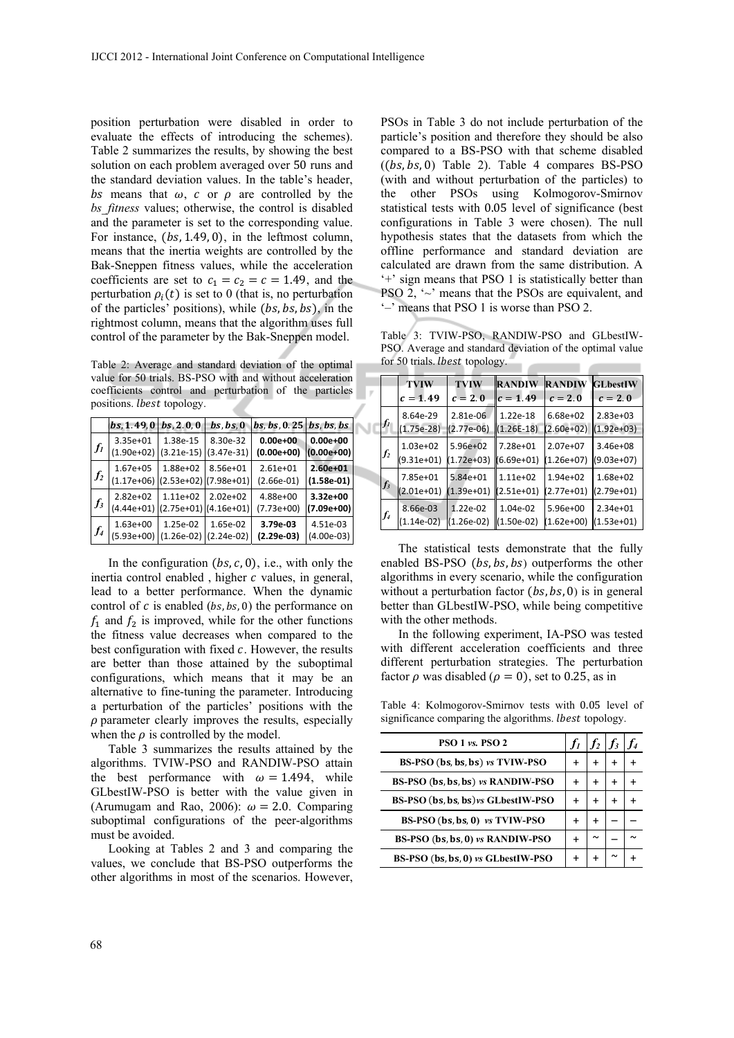position perturbation were disabled in order to evaluate the effects of introducing the schemes). Table 2 summarizes the results, by showing the best solution on each problem averaged over 50 runs and the standard deviation values. In the table's header, $bs$ means that $\omega$, $c$ or $\rho$ are controlled by the *bs_fitness* values; otherwise, the control is disabled and the parameter is set to the corresponding value. For instance, $(bs, 1.49, 0)$, in the leftmost column, means that the inertia weights are controlled by the Bak-Sneppen fitness values, while the acceleration coefficients are set to $c_1 = c_2 = c = 1.49$, and the perturbation $\rho_i(t)$ is set to 0 (that is, no perturbation of the particles' positions), while $(bs, bs, bs)$, in the rightmost column, means that the algorithm uses full control of the parameter by the Bak-Sneppen model.

Table 2: Average and standard deviation of the optimal value for 50 trials. BS-PSO with and without acceleration coefficients control and perturbation of the particles positions. $lbest$ topology.

| | $bs, 1.49, 0$ | $bs, 2.0, 0$ | $bs, bs, 0$ | $bs, bs, 0.25$ | $bs, bs, bs$ |
|---|---|---|---|---|---|
| $f_1$ | 3.35e+01 (1.90e+02) | 1.38e-15 (3.21e-15) | 8.30e-32 (3.47e-31) | **0.00e+00 (0.00e+00)** | **0.00e+00 (0.00e+00)** |
| $f_2$ | 1.67e+05 (1.17e+06) | 1.88e+02 (2.53e+02) | 8.56e+01 (7.98e+01) | 2.61e+01 (2.66e-01) | **2.60e+01 (1.58e-01)** |
| $f_3$ | 2.82e+02 (4.44e+01) | 1.11e+02 (2.75e+01) | 2.02e+02 (4.16e+01) | 4.88e+00 (7.73e+00) | **3.32e+00 (7.09e+00)** |
| $f_4$ | 1.63e+00 (5.93e+00) | 1.25e-02 (1.26e-02) | 1.65e-02 (2.24e-02) | **3.79e-03 (2.29e-03)** | 4.51e-03 (4.00e-03) |

In the configuration $(bs, c, 0)$, i.e., with only the inertia control enabled , higher $c$ values, in general, lead to a better performance. When the dynamic control of $c$ is enabled $(bs, bs, 0)$ the performance on $f_1$ and $f_2$ is improved, while for the other functions the fitness value decreases when compared to the best configuration with fixed $c$. However, the results are better than those attained by the suboptimal configurations, which means that it may be an alternative to fine-tuning the parameter. Introducing a perturbation of the particles' positions with the $\rho$ parameter clearly improves the results, especially when the $\rho$ is controlled by the model.

Table 3 summarizes the results attained by the algorithms. TVIW-PSO and RANDIW-PSO attain the best performance with $\omega = 1.494$, while GLbestIW-PSO is better with the value given in (Arumugam and Rao, 2006): $\omega = 2.0$. Comparing suboptimal configurations of the peer-algorithms must be avoided.

Looking at Tables 2 and 3 and comparing the values, we conclude that BS-PSO outperforms the other algorithms in most of the scenarios. However, PSOs in Table 3 do not include perturbation of the particle's position and therefore they should be also compared to a BS-PSO with that scheme disabled ($(bs, bs, 0)$ Table 2). Table 4 compares BS-PSO (with and without perturbation of the particles) to the other PSOs using Kolmogorov-Smirnov statistical tests with 0.05 level of significance (best configurations in Table 3 were chosen). The null hypothesis states that the datasets from which the offline performance and standard deviation are calculated are drawn from the same distribution. A '+' sign means that PSO 1 is statistically better than PSO 2, '~' means that the PSOs are equivalent, and '–' means that PSO 1 is worse than PSO 2.

Table 3: TVIW-PSO, RANDIW-PSO and GLbestIW-PSO. Average and standard deviation of the optimal value for 50 trials. $lbest$ topology.

| | TVIW $c = 1.49$ | TVIW $c = 2.0$ | RANDIW $c = 1.49$ | RANDIW $c = 2.0$ | GLbestIW $c = 2.0$ |
|---|---|---|---|---|---|
| $f_1$ | 8.64e-29 (1.75e-28) | 2.81e-06 (2.77e-06) | 1.22e-18 (1.26E-18) | 6.68e+02 (2.60e+02) | 2.83e+03 (1.92e+03) |
| $f_2$ | 1.03e+02 (9.31e+01) | 5.96e+02 (1.72e+03) | 7.28e+01 (6.69e+01) | 2.07e+07 (1.26e+07) | 3.46e+08 (9.03e+07) |
| $f_3$ | 7.85e+01 (2.01e+01) | 5.84e+01 (1.39e+01) | 1.11e+02 (2.51e+01) | 1.94e+02 (2.77e+01) | 1.68e+02 (2.79e+01) |
| $f_4$ | 8.66e-03 (1.14e-02) | 1.22e-02 (1.26e-02) | 1.04e-02 (1.50e-02) | 5.96e+00 (1.62e+00) | 2.34e+01 (1.53e+01) |

The statistical tests demonstrate that the fully enabled BS-PSO $(bs, bs, bs)$ outperforms the other algorithms in every scenario, while the configuration without a perturbation factor $(bs, bs, 0)$ is in general better than GLbestIW-PSO, while being competitive with the other methods.

In the following experiment, IA-PSO was tested with different acceleration coefficients and three different perturbation strategies. The perturbation factor $\rho$ was disabled ($\rho = 0$), set to 0.25, as in

Table 4: Kolmogorov-Smirnov tests with 0.05 level of significance comparing the algorithms. $lbest$ topology.

| PSO 1 *vs.* PSO 2 | $f_1$ | $f_2$ | $f_3$ | $f_4$ |
|---|---|---|---|---|
| BS-PSO $(bs, bs, bs)$ *vs* TVIW-PSO | + | + | + | + |
| BS-PSO $(bs, bs, bs)$ *vs* RANDIW-PSO | + | + | + | + |
| BS-PSO $(bs, bs, bs)$ *vs* GLbestIW-PSO | + | + | + | + |
| BS-PSO $(bs, bs, 0)$ *vs* TVIW-PSO | + | + | – | – |
| BS-PSO $(bs, bs, 0)$ *vs* RANDIW-PSO | + | ~ | – | ~ |
| BS-PSO $(bs, bs, 0)$ *vs* GLbestIW-PSO | + | + | ~ | + |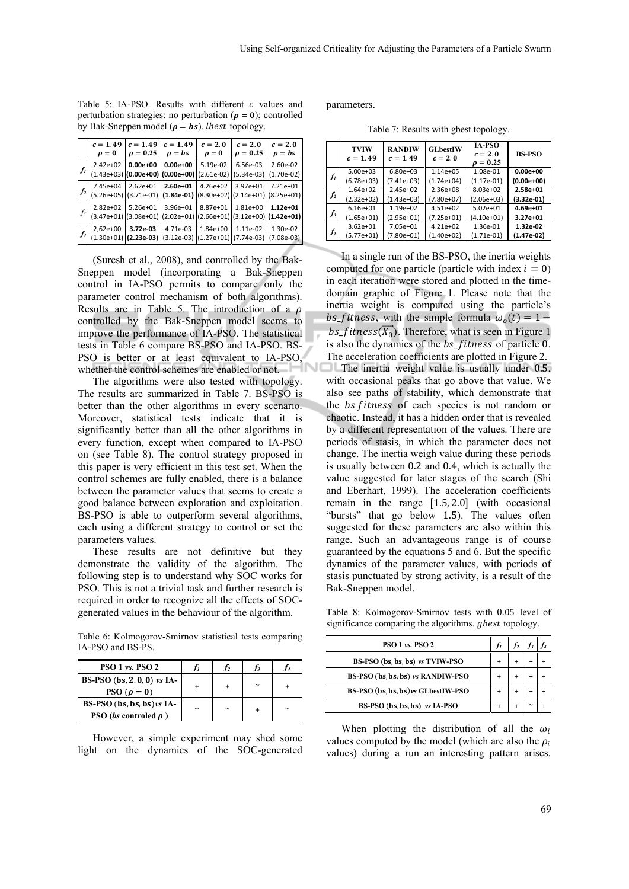Table 5: IA-PSO. Results with different $c$ values and perturbation strategies: no perturbation ($\rho = 0$); controlled by Bak-Sneppen model ($\rho = bs$). $lbest$ topology.

| | $c = 1.49$ $\rho = 0$ | $c = 1.49$ $\rho = 0.25$ | $c = 1.49$ $\rho = bs$ | $c = 2.0$ $\rho = 0$ | $c = 2.0$ $\rho = 0.25$ | $c = 2.0$ $\rho = bs$ |
|---|---|---|---|---|---|---|
| $f_1$ | 2.42e+02 (1.43e+03) | **0.00e+00 (0.00e+00)** | **0.00e+00 (0.00e+00)** | 5.19e-02 (2.61e-02) | 6.56e-03 (5.34e-03) | 2.60e-02 (1.70e-02) |
| $f_2$ | 7.45e+04 (5.26e+05) | 2.62e+01 (3.71e-01) | **2.60e+01 (1.84e-01)** | 4.26e+02 (8.30e+02) | 3.97e+01 (2.14e+01) | 7.21e+01 (8.25e+01) |
| $f_3$ | 2.82e+02 (3.47e+01) | 5.26e+01 (3.08e+01) | 3.96e+01 (2.02e+01) | 8.87e+01 (2.66e+01) | 1.81e+00 (3.12e+00) | **1.12e+01 (1.42e+01)** |
| $f_4$ | 2,62e+00 (1.30e+01) | **3.72e-03 (2.23e-03)** | 4.71e-03 (3.12e-03) | 1.84e+00 (1.27e+01) | 1.11e-02 (7.74e-03) | 1.30e-02 (7.08e-03) |

(Suresh et al., 2008), and controlled by the Bak-Sneppen model (incorporating a Bak-Sneppen control in IA-PSO permits to compare only the parameter control mechanism of both algorithms). Results are in Table 5. The introduction of a $\rho$ controlled by the Bak-Sneppen model seems to improve the performance of IA-PSO. The statistical tests in Table 6 compare BS-PSO and IA-PSO. BS-PSO is better or at least equivalent to IA-PSO, whether the control schemes are enabled or not.

The algorithms were also tested with topology. The results are summarized in Table 7. BS-PSO is better than the other algorithms in every scenario. Moreover, statistical tests indicate that it is significantly better than all the other algorithms in every function, except when compared to IA-PSO on (see Table 8). The control strategy proposed in this paper is very efficient in this test set. When the control schemes are fully enabled, there is a balance between the parameter values that seems to create a good balance between exploration and exploitation. BS-PSO is able to outperform several algorithms, each using a different strategy to control or set the parameters values.

These results are not definitive but they demonstrate the validity of the algorithm. The following step is to understand why SOC works for PSO. This is not a trivial task and further research is required in order to recognize all the effects of SOC-generated values in the behaviour of the algorithm.

Table 6: Kolmogorov-Smirnov statistical tests comparing IA-PSO and BS-PS.

| PSO 1 *vs.* PSO 2 | $f_1$ | $f_2$ | $f_3$ | $f_4$ |
|---|---|---|---|---|
| BS-PSO ($\mathbf{bs}, \mathbf{2.0}, \mathbf{0}$) *vs* IA-PSO ($\rho = 0$) | + | + | ~ | + |
| BS-PSO ($\mathbf{bs}, \mathbf{bs}, \mathbf{bs}$) *vs* IA-PSO (*bs* controled $\rho$) | ~ | ~ | + | ~ |

However, a simple experiment may shed some light on the dynamics of the SOC-generated parameters.

Table 7: Results with gbest topology.

| | TVIW $c = 1.49$ | RANDIW $c = 1.49$ | GLbestIW $c = 2.0$ | IA-PSO $c = 2.0$ $\rho = 0.25$ | BS-PSO |
|---|---|---|---|---|---|
| $f_1$ | 5.00e+03 (6.78e+03) | 6.80e+03 (7.41e+03) | 1.14e+05 (1.74e+04) | 1.08e-01 (1.17e-01) | **0.00e+00 (0.00e+00)** |
| $f_2$ | 1.64e+02 (2.32e+02) | 2.45e+02 (1.43e+03) | 2.36e+08 (7.80e+07) | 8.03e+02 (2.06e+03) | **2.58e+01 (3.32e-01)** |
| $f_3$ | 6.16e+01 (1.65e+01) | 1.19e+02 (2.95e+01) | 4.51e+02 (7.25e+01) | 5.02e+01 (4.10e+01) | **4.69e+01 3.27e+01** |
| $f_4$ | 3.62e+01 (5.77e+01) | 7.05e+01 (7.80e+01) | 4.21e+02 (1.40e+02) | 1.36e-01 (1.71e-01) | **1.32e-02 (1.47e-02)** |

In a single run of the BS-PSO, the inertia weights computed for one particle (particle with index $i = 0$) in each iteration were stored and plotted in the time-domain graphic of Figure 1. Please note that the inertia weight is computed using the particle's $bs\_fitness$, with the simple formula $\omega_o(t) = 1 - bs\_fitness(\overrightarrow{X_0})$. Therefore, what is seen in Figure 1 is also the dynamics of the $bs\_fitness$ of particle 0. The acceleration coefficients are plotted in Figure 2.

The inertia weight value is usually under 0.5, with occasional peaks that go above that value. We also see paths of stability, which demonstrate that the $bs\,fitness$ of each species is not random or chaotic. Instead, it has a hidden order that is revealed by a different representation of the values. There are periods of stasis, in which the parameter does not change. The inertia weigh value during these periods is usually between 0.2 and 0.4, which is actually the value suggested for later stages of the search (Shi and Eberhart, 1999). The acceleration coefficients remain in the range $[1.5, 2.0]$ (with occasional "bursts" that go below 1.5). The values often suggested for these parameters are also within this range. Such an advantageous range is of course guaranteed by the equations 5 and 6. But the specific dynamics of the parameter values, with periods of stasis punctuated by strong activity, is a result of the Bak-Sneppen model.

Table 8: Kolmogorov-Smirnov tests with 0.05 level of significance comparing the algorithms. $gbest$ topology.

| PSO 1 *vs.* PSO 2 | $f_1$ | $f_2$ | $f_3$ | $f_4$ |
|---|---|---|---|---|
| BS-PSO ($\mathbf{bs}, \mathbf{bs}, \mathbf{bs}$) *vs* TVIW-PSO | + | + | + | + |
| BS-PSO ($\mathbf{bs}, \mathbf{bs}, \mathbf{bs}$) *vs* RANDIW-PSO | + | + | + | + |
| BS-PSO ($\mathbf{bs}, \mathbf{bs}, \mathbf{bs}$)*vs* GLbestIW-PSO | + | + | + | + |
| BS-PSO ($\mathbf{bs}, \mathbf{bs}, \mathbf{bs}$) *vs* IA-PSO | + | + | ~ | + |

When plotting the distribution of all the $\omega_i$ values computed by the model (which are also the $\rho_i$ values) during a run an interesting pattern arises.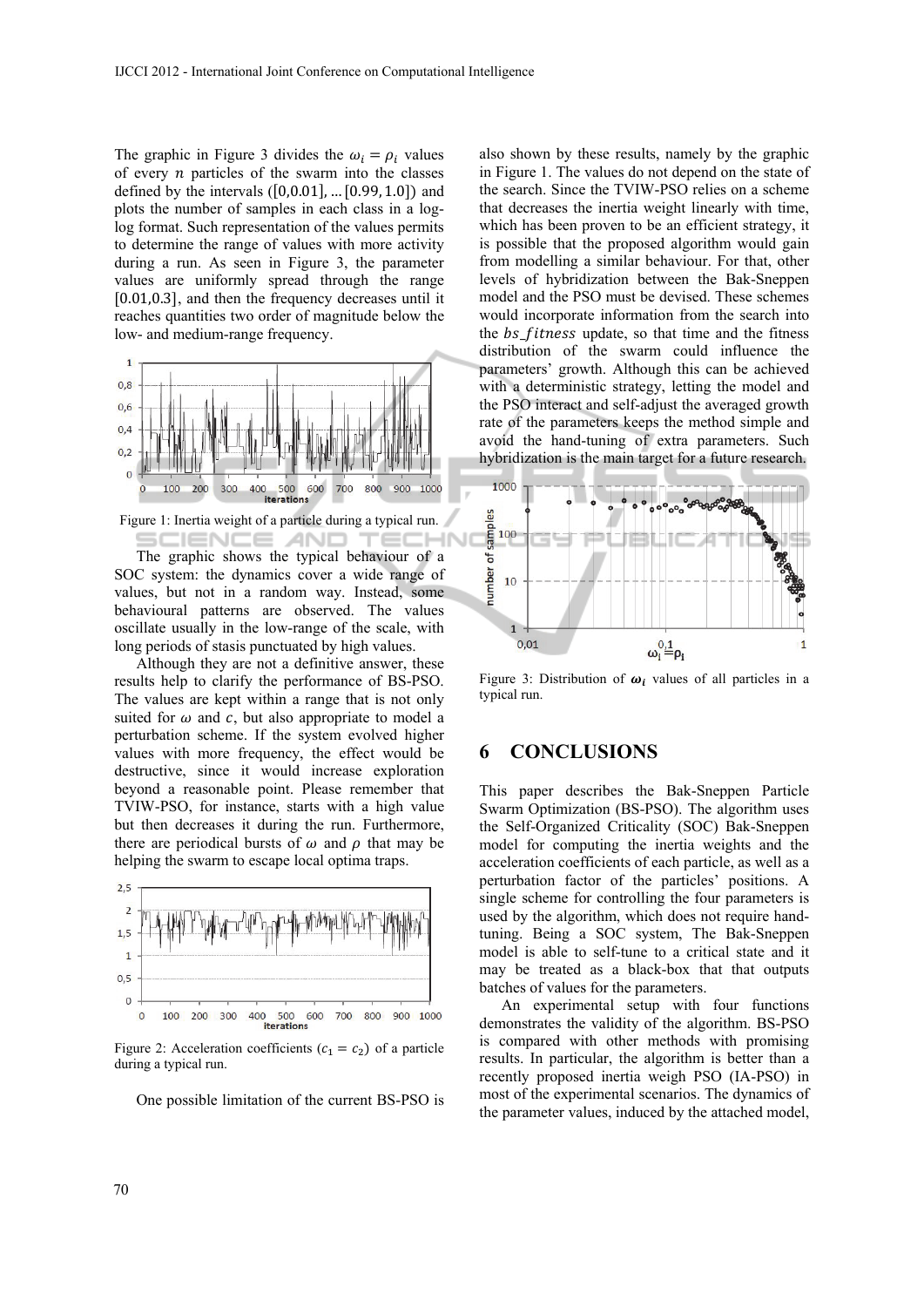The graphic in Figure 3 divides the $\omega_i = \rho_i$ values of every $n$ particles of the swarm into the classes defined by the intervals ($[0,0.01], \ldots [0.99, 1.0]$) and plots the number of samples in each class in a log-log format. Such representation of the values permits to determine the range of values with more activity during a run. As seen in Figure 3, the parameter values are uniformly spread through the range $[0.01,0.3]$, and then the frequency decreases until it reaches quantities two order of magnitude below the low- and medium-range frequency.

Figure 1: Inertia weight of a particle during a typical run.

The graphic shows the typical behaviour of a SOC system: the dynamics cover a wide range of values, but not in a random way. Instead, some behavioural patterns are observed. The values oscillate usually in the low-range of the scale, with long periods of stasis punctuated by high values.

Although they are not a definitive answer, these results help to clarify the performance of BS-PSO. The values are kept within a range that is not only suited for $\omega$ and $c$, but also appropriate to model a perturbation scheme. If the system evolved higher values with more frequency, the effect would be destructive, since it would increase exploration beyond a reasonable point. Please remember that TVIW-PSO, for instance, starts with a high value but then decreases it during the run. Furthermore, there are periodical bursts of $\omega$ and $\rho$ that may be helping the swarm to escape local optima traps.

Figure 2: Acceleration coefficients ($c_1 = c_2$) of a particle during a typical run.

One possible limitation of the current BS-PSO is also shown by these results, namely by the graphic in Figure 1. The values do not depend on the state of the search. Since the TVIW-PSO relies on a scheme that decreases the inertia weight linearly with time, which has been proven to be an efficient strategy, it is possible that the proposed algorithm would gain from modelling a similar behaviour. For that, other levels of hybridization between the Bak-Sneppen model and the PSO must be devised. These schemes would incorporate information from the search into the $bs\_fitness$ update, so that time and the fitness distribution of the swarm could influence the parameters' growth. Although this can be achieved with a deterministic strategy, letting the model and the PSO interact and self-adjust the averaged growth rate of the parameters keeps the method simple and avoid the hand-tuning of extra parameters. Such hybridization is the main target for a future research.

Figure 3: Distribution of $\boldsymbol{\omega_i}$ values of all particles in a typical run.

## 6 CONCLUSIONS

This paper describes the Bak-Sneppen Particle Swarm Optimization (BS-PSO). The algorithm uses the Self-Organized Criticality (SOC) Bak-Sneppen model for computing the inertia weights and the acceleration coefficients of each particle, as well as a perturbation factor of the particles' positions. A single scheme for controlling the four parameters is used by the algorithm, which does not require hand-tuning. Being a SOC system, The Bak-Sneppen model is able to self-tune to a critical state and it may be treated as a black-box that that outputs batches of values for the parameters.

An experimental setup with four functions demonstrates the validity of the algorithm. BS-PSO is compared with other methods with promising results. In particular, the algorithm is better than a recently proposed inertia weigh PSO (IA-PSO) in most of the experimental scenarios. The dynamics of the parameter values, induced by the attached model,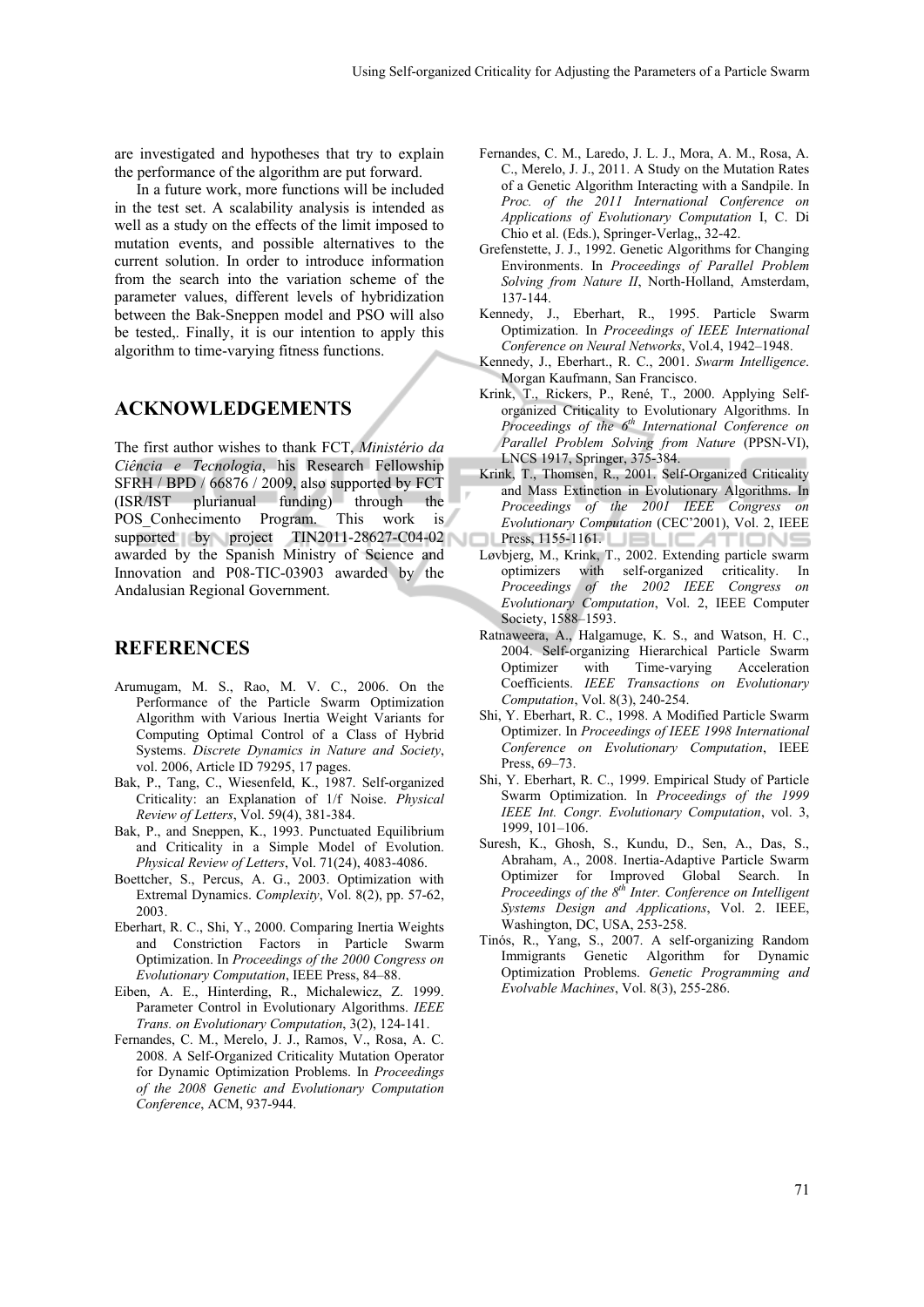are investigated and hypotheses that try to explain the performance of the algorithm are put forward.

In a future work, more functions will be included in the test set. A scalability analysis is intended as well as a study on the effects of the limit imposed to mutation events, and possible alternatives to the current solution. In order to introduce information from the search into the variation scheme of the parameter values, different levels of hybridization between the Bak-Sneppen model and PSO will also be tested,. Finally, it is our intention to apply this algorithm to time-varying fitness functions.

## ACKNOWLEDGEMENTS

The first author wishes to thank FCT, *Ministério da Ciência e Tecnologia*, his Research Fellowship SFRH / BPD / 66876 / 2009, also supported by FCT (ISR/IST plurianual funding) through the POS_Conhecimento Program. This work is supported by project TIN2011-28627-C04-02 awarded by the Spanish Ministry of Science and Innovation and P08-TIC-03903 awarded by the Andalusian Regional Government.

## REFERENCES

Arumugam, M. S., Rao, M. V. C., 2006. On the Performance of the Particle Swarm Optimization Algorithm with Various Inertia Weight Variants for Computing Optimal Control of a Class of Hybrid Systems. *Discrete Dynamics in Nature and Society*, vol. 2006, Article ID 79295, 17 pages.

Bak, P., Tang, C., Wiesenfeld, K., 1987. Self-organized Criticality: an Explanation of 1/f Noise. *Physical Review of Letters*, Vol. 59(4), 381-384.

Bak, P., and Sneppen, K., 1993. Punctuated Equilibrium and Criticality in a Simple Model of Evolution. *Physical Review of Letters*, Vol. 71(24), 4083-4086.

Boettcher, S., Percus, A. G., 2003. Optimization with Extremal Dynamics. *Complexity*, Vol. 8(2), pp. 57-62, 2003.

Eberhart, R. C., Shi, Y., 2000. Comparing Inertia Weights and Constriction Factors in Particle Swarm Optimization. In *Proceedings of the 2000 Congress on Evolutionary Computation*, IEEE Press, 84–88.

Eiben, A. E., Hinterding, R., Michalewicz, Z. 1999. Parameter Control in Evolutionary Algorithms. *IEEE Trans. on Evolutionary Computation*, 3(2), 124-141.

Fernandes, C. M., Merelo, J. J., Ramos, V., Rosa, A. C. 2008. A Self-Organized Criticality Mutation Operator for Dynamic Optimization Problems. In *Proceedings of the 2008 Genetic and Evolutionary Computation Conference*, ACM, 937-944.

Fernandes, C. M., Laredo, J. L. J., Mora, A. M., Rosa, A. C., Merelo, J. J., 2011. A Study on the Mutation Rates of a Genetic Algorithm Interacting with a Sandpile. In *Proc. of the 2011 International Conference on Applications of Evolutionary Computation* I, C. Di Chio et al. (Eds.), Springer-Verlag,, 32-42.

Grefenstette, J. J., 1992. Genetic Algorithms for Changing Environments. In *Proceedings of Parallel Problem Solving from Nature II*, North-Holland, Amsterdam, 137-144.

Kennedy, J., Eberhart, R., 1995. Particle Swarm Optimization. In *Proceedings of IEEE International Conference on Neural Networks*, Vol.4, 1942–1948.

Kennedy, J., Eberhart., R. C., 2001. *Swarm Intelligence*. Morgan Kaufmann, San Francisco.

Krink, T., Rickers, P., René, T., 2000. Applying Self-organized Criticality to Evolutionary Algorithms. In *Proceedings of the 6th International Conference on Parallel Problem Solving from Nature* (PPSN-VI), LNCS 1917, Springer, 375-384.

Krink, T., Thomsen, R., 2001. Self-Organized Criticality and Mass Extinction in Evolutionary Algorithms. In *Proceedings of the 2001 IEEE Congress on Evolutionary Computation* (CEC'2001), Vol. 2, IEEE Press, 1155-1161.

Løvbjerg, M., Krink, T., 2002. Extending particle swarm optimizers with self-organized criticality. In *Proceedings of the 2002 IEEE Congress on Evolutionary Computation*, Vol. 2, IEEE Computer Society, 1588–1593.

Ratnaweera, A., Halgamuge, K. S., and Watson, H. C., 2004. Self-organizing Hierarchical Particle Swarm Optimizer with Time-varying Acceleration Coefficients. *IEEE Transactions on Evolutionary Computation*, Vol. 8(3), 240-254.

Shi, Y. Eberhart, R. C., 1998. A Modified Particle Swarm Optimizer. In *Proceedings of IEEE 1998 International Conference on Evolutionary Computation*, IEEE Press, 69–73.

Shi, Y. Eberhart, R. C., 1999. Empirical Study of Particle Swarm Optimization. In *Proceedings of the 1999 IEEE Int. Congr. Evolutionary Computation*, vol. 3, 1999, 101–106.

Suresh, K., Ghosh, S., Kundu, D., Sen, A., Das, S., Abraham, A., 2008. Inertia-Adaptive Particle Swarm Optimizer for Improved Global Search. In *Proceedings of the 8th Inter. Conference on Intelligent Systems Design and Applications*, Vol. 2. IEEE, Washington, DC, USA, 253-258.

Tinós, R., Yang, S., 2007. A self-organizing Random Immigrants Genetic Algorithm for Dynamic Optimization Problems. *Genetic Programming and Evolvable Machines*, Vol. 8(3), 255-286.